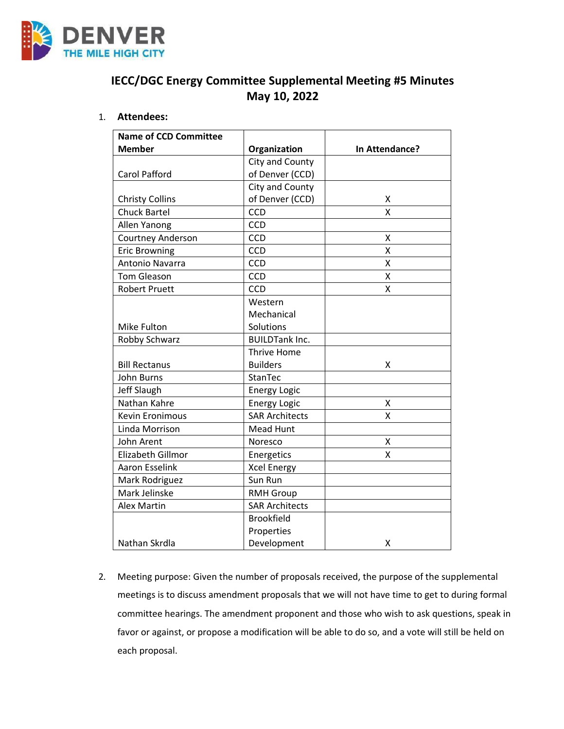# IECC/DGC Energy Committee Supplemental Meeting #5 Minutes
## May 10, 2022

1. **Attendees:**

| Name of CCD Committee Member | Organization | In Attendance? |
|---|---|---|
| Carol Pafford | City and County of Denver (CCD) | |
| Christy Collins | City and County of Denver (CCD) | X |
| Chuck Bartel | CCD | X |
| Allen Yanong | CCD | |
| Courtney Anderson | CCD | X |
| Eric Browning | CCD | X |
| Antonio Navarra | CCD | X |
| Tom Gleason | CCD | X |
| Robert Pruett | CCD | X |
| Mike Fulton | Western Mechanical Solutions | |
| Robby Schwarz | BUILDTank Inc. | |
| Bill Rectanus | Thrive Home Builders | X |
| John Burns | StanTec | |
| Jeff Slaugh | Energy Logic | |
| Nathan Kahre | Energy Logic | X |
| Kevin Eronimous | SAR Architects | X |
| Linda Morrison | Mead Hunt | |
| John Arent | Noresco | X |
| Elizabeth Gillmor | Energetics | X |
| Aaron Esselink | Xcel Energy | |
| Mark Rodriguez | Sun Run | |
| Mark Jelinske | RMH Group | |
| Alex Martin | SAR Architects | |
| Nathan Skrdla | Brookfield Properties Development | X |

2. Meeting purpose: Given the number of proposals received, the purpose of the supplemental meetings is to discuss amendment proposals that we will not have time to get to during formal committee hearings. The amendment proponent and those who wish to ask questions, speak in favor or against, or propose a modification will be able to do so, and a vote will still be held on each proposal.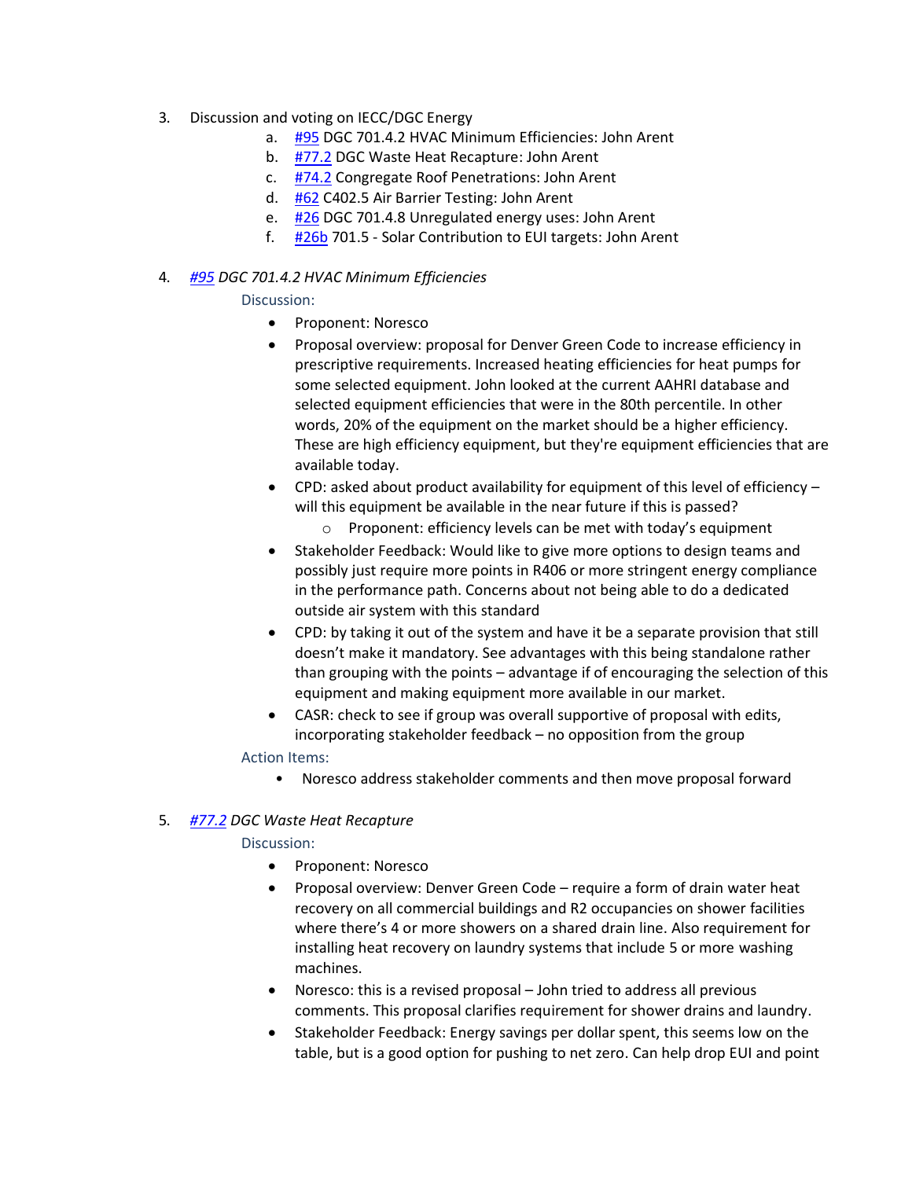3. Discussion and voting on IECC/DGC Energy
    a. #95 DGC 701.4.2 HVAC Minimum Efficiencies: John Arent
    b. #77.2 DGC Waste Heat Recapture: John Arent
    c. #74.2 Congregate Roof Penetrations: John Arent
    d. #62 C402.5 Air Barrier Testing: John Arent
    e. #26 DGC 701.4.8 Unregulated energy uses: John Arent
    f. #26b 701.5 - Solar Contribution to EUI targets: John Arent

4. *#95 DGC 701.4.2 HVAC Minimum Efficiencies*

    Discussion:

    - Proponent: Noresco
    - Proposal overview: proposal for Denver Green Code to increase efficiency in prescriptive requirements. Increased heating efficiencies for heat pumps for some selected equipment. John looked at the current AAHRI database and selected equipment efficiencies that were in the 80th percentile. In other words, 20% of the equipment on the market should be a higher efficiency. These are high efficiency equipment, but they're equipment efficiencies that are available today.
    - CPD: asked about product availability for equipment of this level of efficiency – will this equipment be available in the near future if this is passed?
        - Proponent: efficiency levels can be met with today's equipment
    - Stakeholder Feedback: Would like to give more options to design teams and possibly just require more points in R406 or more stringent energy compliance in the performance path. Concerns about not being able to do a dedicated outside air system with this standard
    - CPD: by taking it out of the system and have it be a separate provision that still doesn't make it mandatory. See advantages with this being standalone rather than grouping with the points – advantage if of encouraging the selection of this equipment and making equipment more available in our market.
    - CASR: check to see if group was overall supportive of proposal with edits, incorporating stakeholder feedback – no opposition from the group

    Action Items:

    - Noresco address stakeholder comments and then move proposal forward

5. *#77.2 DGC Waste Heat Recapture*

    Discussion:

    - Proponent: Noresco
    - Proposal overview: Denver Green Code – require a form of drain water heat recovery on all commercial buildings and R2 occupancies on shower facilities where there's 4 or more showers on a shared drain line. Also requirement for installing heat recovery on laundry systems that include 5 or more washing machines.
    - Noresco: this is a revised proposal – John tried to address all previous comments. This proposal clarifies requirement for shower drains and laundry.
    - Stakeholder Feedback: Energy savings per dollar spent, this seems low on the table, but is a good option for pushing to net zero. Can help drop EUI and point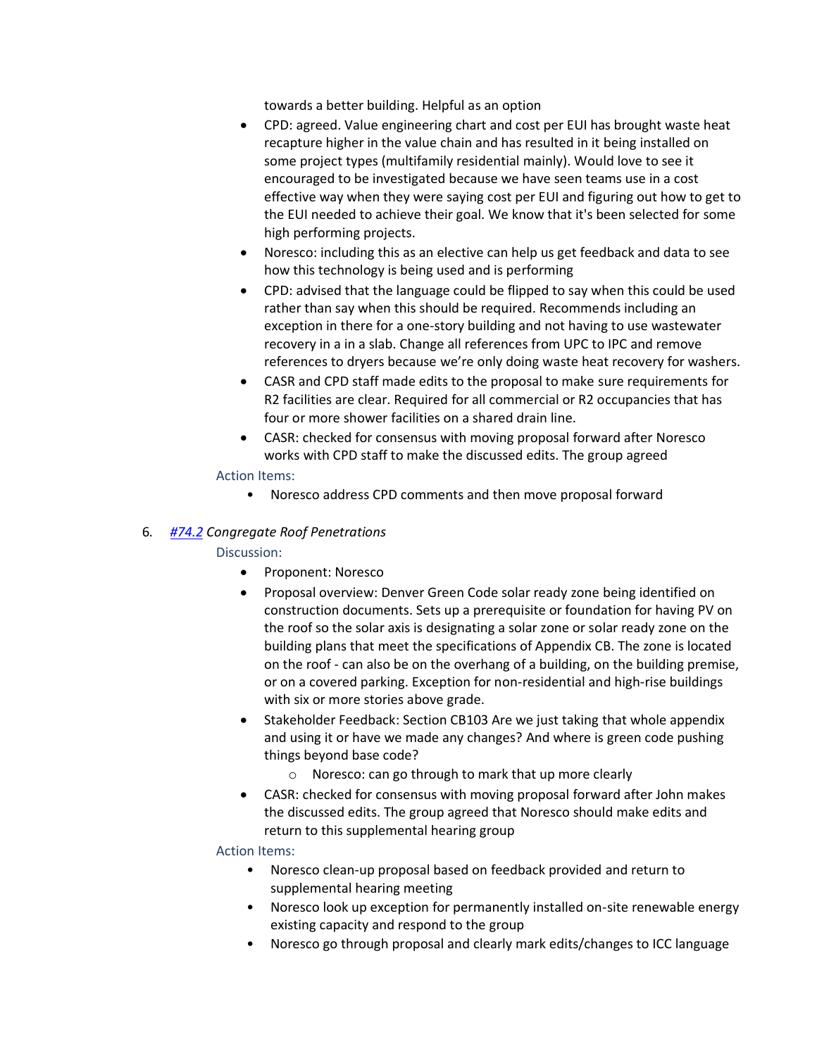towards a better building. Helpful as an option

- CPD: agreed. Value engineering chart and cost per EUI has brought waste heat recapture higher in the value chain and has resulted in it being installed on some project types (multifamily residential mainly). Would love to see it encouraged to be investigated because we have seen teams use in a cost effective way when they were saying cost per EUI and figuring out how to get to the EUI needed to achieve their goal. We know that it's been selected for some high performing projects.
- Noresco: including this as an elective can help us get feedback and data to see how this technology is being used and is performing
- CPD: advised that the language could be flipped to say when this could be used rather than say when this should be required. Recommends including an exception in there for a one-story building and not having to use wastewater recovery in a in a slab. Change all references from UPC to IPC and remove references to dryers because we're only doing waste heat recovery for washers.
- CASR and CPD staff made edits to the proposal to make sure requirements for R2 facilities are clear. Required for all commercial or R2 occupancies that has four or more shower facilities on a shared drain line.
- CASR: checked for consensus with moving proposal forward after Noresco works with CPD staff to make the discussed edits. The group agreed

Action Items:

- Noresco address CPD comments and then move proposal forward

6. [#74.2](#) *Congregate Roof Penetrations*

Discussion:

- Proponent: Noresco
- Proposal overview: Denver Green Code solar ready zone being identified on construction documents. Sets up a prerequisite or foundation for having PV on the roof so the solar axis is designating a solar zone or solar ready zone on the building plans that meet the specifications of Appendix CB. The zone is located on the roof - can also be on the overhang of a building, on the building premise, or on a covered parking. Exception for non-residential and high-rise buildings with six or more stories above grade.
- Stakeholder Feedback: Section CB103 Are we just taking that whole appendix and using it or have we made any changes? And where is green code pushing things beyond base code?
  - Noresco: can go through to mark that up more clearly
- CASR: checked for consensus with moving proposal forward after John makes the discussed edits. The group agreed that Noresco should make edits and return to this supplemental hearing group

Action Items:

- Noresco clean-up proposal based on feedback provided and return to supplemental hearing meeting
- Noresco look up exception for permanently installed on-site renewable energy existing capacity and respond to the group
- Noresco go through proposal and clearly mark edits/changes to ICC language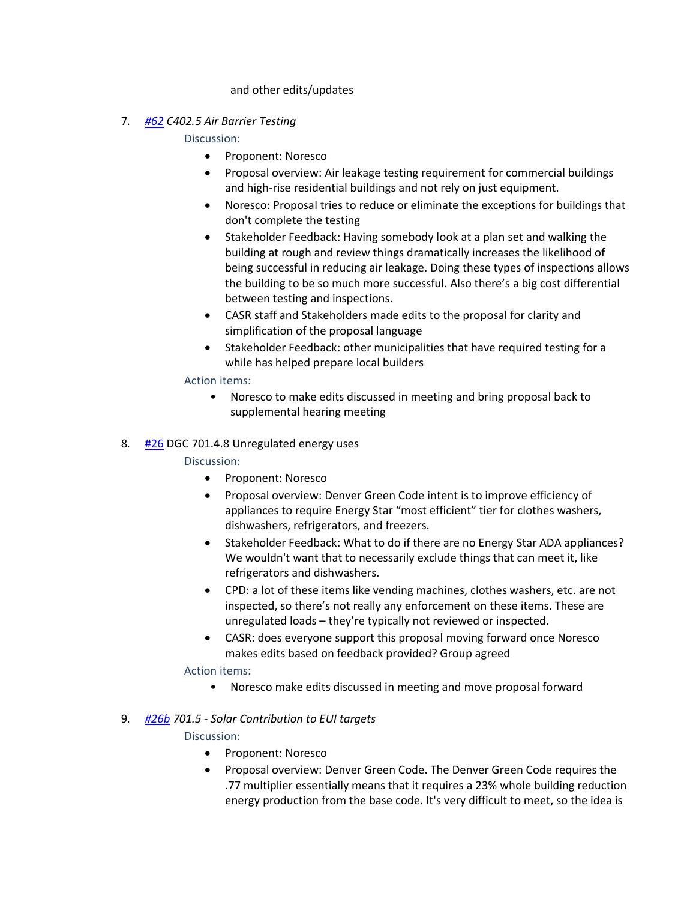and other edits/updates

7. [#62](#) *C402.5 Air Barrier Testing*

   Discussion:

   - Proponent: Noresco
   - Proposal overview: Air leakage testing requirement for commercial buildings and high-rise residential buildings and not rely on just equipment.
   - Noresco: Proposal tries to reduce or eliminate the exceptions for buildings that don't complete the testing
   - Stakeholder Feedback: Having somebody look at a plan set and walking the building at rough and review things dramatically increases the likelihood of being successful in reducing air leakage. Doing these types of inspections allows the building to be so much more successful. Also there's a big cost differential between testing and inspections.
   - CASR staff and Stakeholders made edits to the proposal for clarity and simplification of the proposal language
   - Stakeholder Feedback: other municipalities that have required testing for a while has helped prepare local builders

   Action items:

   - Noresco to make edits discussed in meeting and bring proposal back to supplemental hearing meeting

8. [#26](#) DGC 701.4.8 Unregulated energy uses

   Discussion:

   - Proponent: Noresco
   - Proposal overview: Denver Green Code intent is to improve efficiency of appliances to require Energy Star "most efficient" tier for clothes washers, dishwashers, refrigerators, and freezers.
   - Stakeholder Feedback: What to do if there are no Energy Star ADA appliances? We wouldn't want that to necessarily exclude things that can meet it, like refrigerators and dishwashers.
   - CPD: a lot of these items like vending machines, clothes washers, etc. are not inspected, so there's not really any enforcement on these items. These are unregulated loads – they're typically not reviewed or inspected.
   - CASR: does everyone support this proposal moving forward once Noresco makes edits based on feedback provided? Group agreed

   Action items:

   - Noresco make edits discussed in meeting and move proposal forward

9. [#26b](#) *701.5 - Solar Contribution to EUI targets*

   Discussion:

   - Proponent: Noresco
   - Proposal overview: Denver Green Code. The Denver Green Code requires the .77 multiplier essentially means that it requires a 23% whole building reduction energy production from the base code. It's very difficult to meet, so the idea is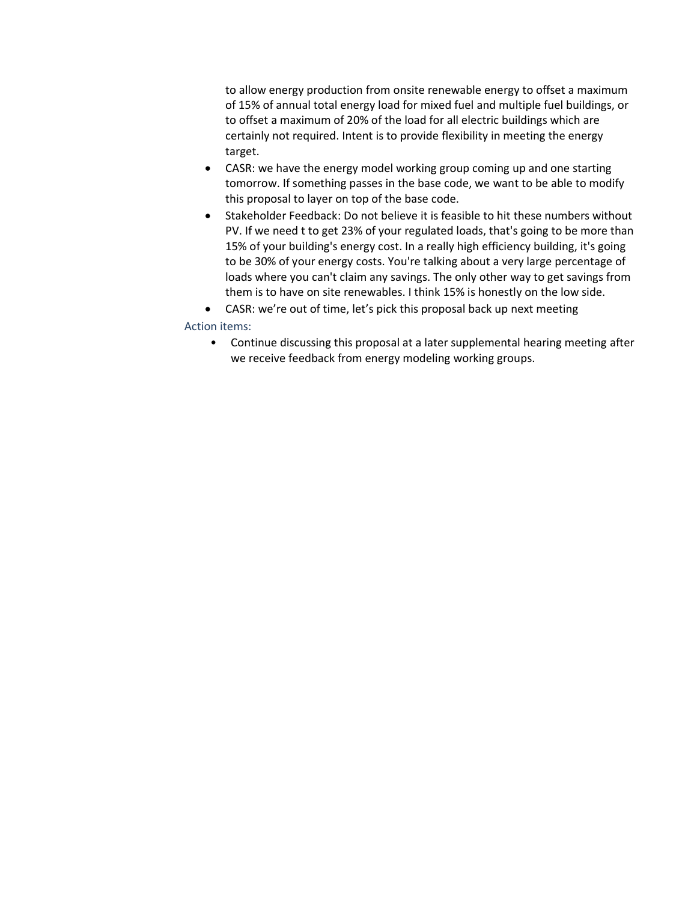to allow energy production from onsite renewable energy to offset a maximum of 15% of annual total energy load for mixed fuel and multiple fuel buildings, or to offset a maximum of 20% of the load for all electric buildings which are certainly not required. Intent is to provide flexibility in meeting the energy target.

- CASR: we have the energy model working group coming up and one starting tomorrow. If something passes in the base code, we want to be able to modify this proposal to layer on top of the base code.
- Stakeholder Feedback: Do not believe it is feasible to hit these numbers without PV. If we need t to get 23% of your regulated loads, that's going to be more than 15% of your building's energy cost. In a really high efficiency building, it's going to be 30% of your energy costs. You're talking about a very large percentage of loads where you can't claim any savings. The only other way to get savings from them is to have on site renewables. I think 15% is honestly on the low side.
- CASR: we're out of time, let's pick this proposal back up next meeting

Action items:

- Continue discussing this proposal at a later supplemental hearing meeting after we receive feedback from energy modeling working groups.